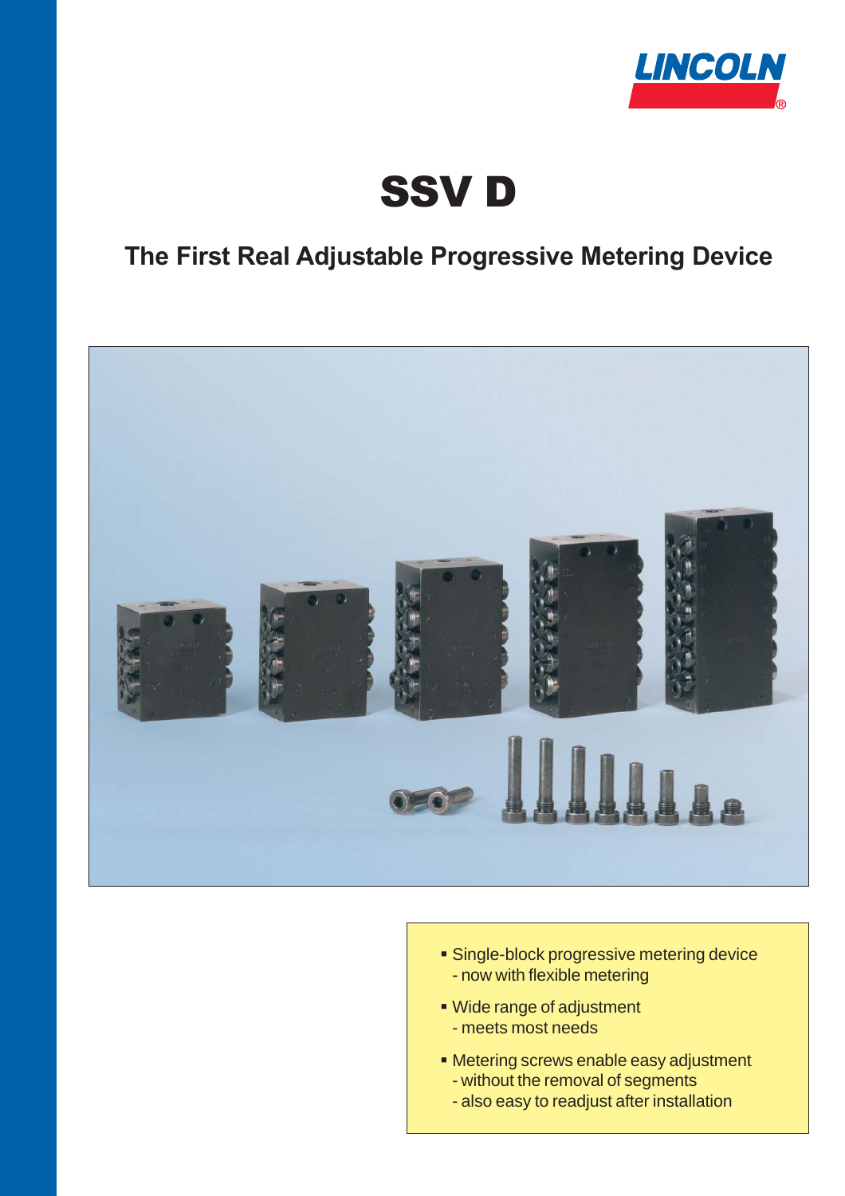LINCOLN

# SSV D

## The First Real Adjustable Progressive Metering Device

- Single-block progressive metering device
  - now with flexible metering
- Wide range of adjustment
  - meets most needs
- Metering screws enable easy adjustment
  - without the removal of segments
  - also easy to readjust after installation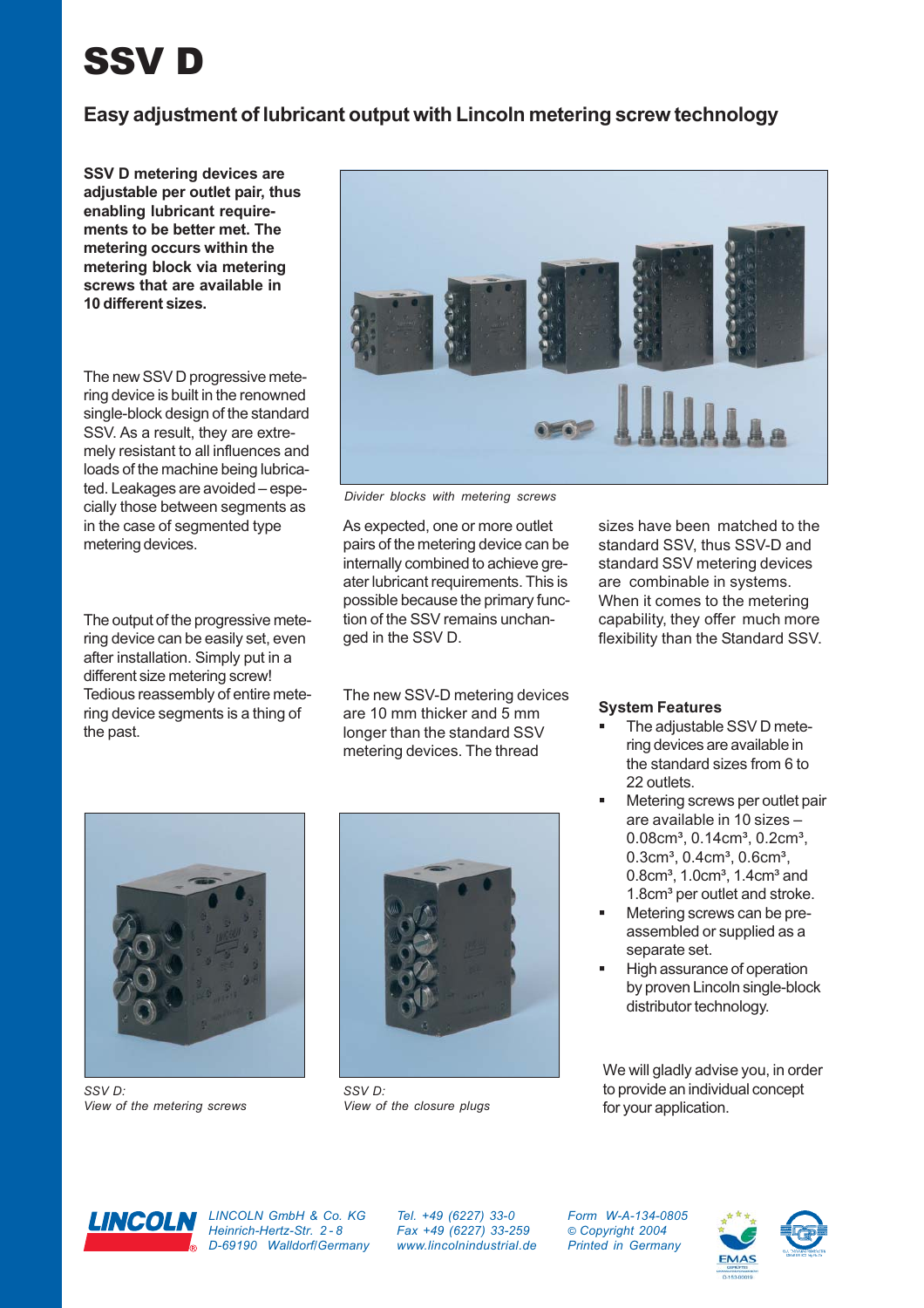# SSV D

## Easy adjustment of lubricant output with Lincoln metering screw technology

**SSV D metering devices are adjustable per outlet pair, thus enabling lubricant requirements to be better met. The metering occurs within the metering block via metering screws that are available in 10 different sizes.**

The new SSV D progressive metering device is built in the renowned single-block design of the standard SSV. As a result, they are extremely resistant to all influences and loads of the machine being lubricated. Leakages are avoided – especially those between segments as in the case of segmented type metering devices.

The output of the progressive metering device can be easily set, even after installation. Simply put in a different size metering screw! Tedious reassembly of entire metering device segments is a thing of the past.

*Divider blocks with metering screws*

As expected, one or more outlet pairs of the metering device can be internally combined to achieve greater lubricant requirements. This is possible because the primary function of the SSV remains unchanged in the SSV D.

The new SSV-D metering devices are 10 mm thicker and 5 mm longer than the standard SSV metering devices. The thread sizes have been matched to the standard SSV, thus SSV-D and standard SSV metering devices are combinable in systems. When it comes to the metering capability, they offer much more flexibility than the Standard SSV.

### System Features

- The adjustable SSV D metering devices are available in the standard sizes from 6 to 22 outlets.
- Metering screws per outlet pair are available in 10 sizes – 0.08cm³, 0.14cm³, 0.2cm³, 0.3cm³, 0.4cm³, 0.6cm³, 0.8cm³, 1.0cm³, 1.4cm³ and 1.8cm³ per outlet and stroke.
- Metering screws can be pre-assembled or supplied as a separate set.
- High assurance of operation by proven Lincoln single-block distributor technology.

*SSV D:*
*View of the metering screws*

*SSV D:*
*View of the closure plugs*

We will gladly advise you, in order to provide an individual concept for your application.

LINCOLN GmbH & Co. KG
Heinrich-Hertz-Str. 2 - 8
D-69190 Walldorf/Germany

Tel. +49 (6227) 33-0
Fax +49 (6227) 33-259
www.lincolnindustrial.de

Form W-A-134-0805
© Copyright 2004
Printed in Germany